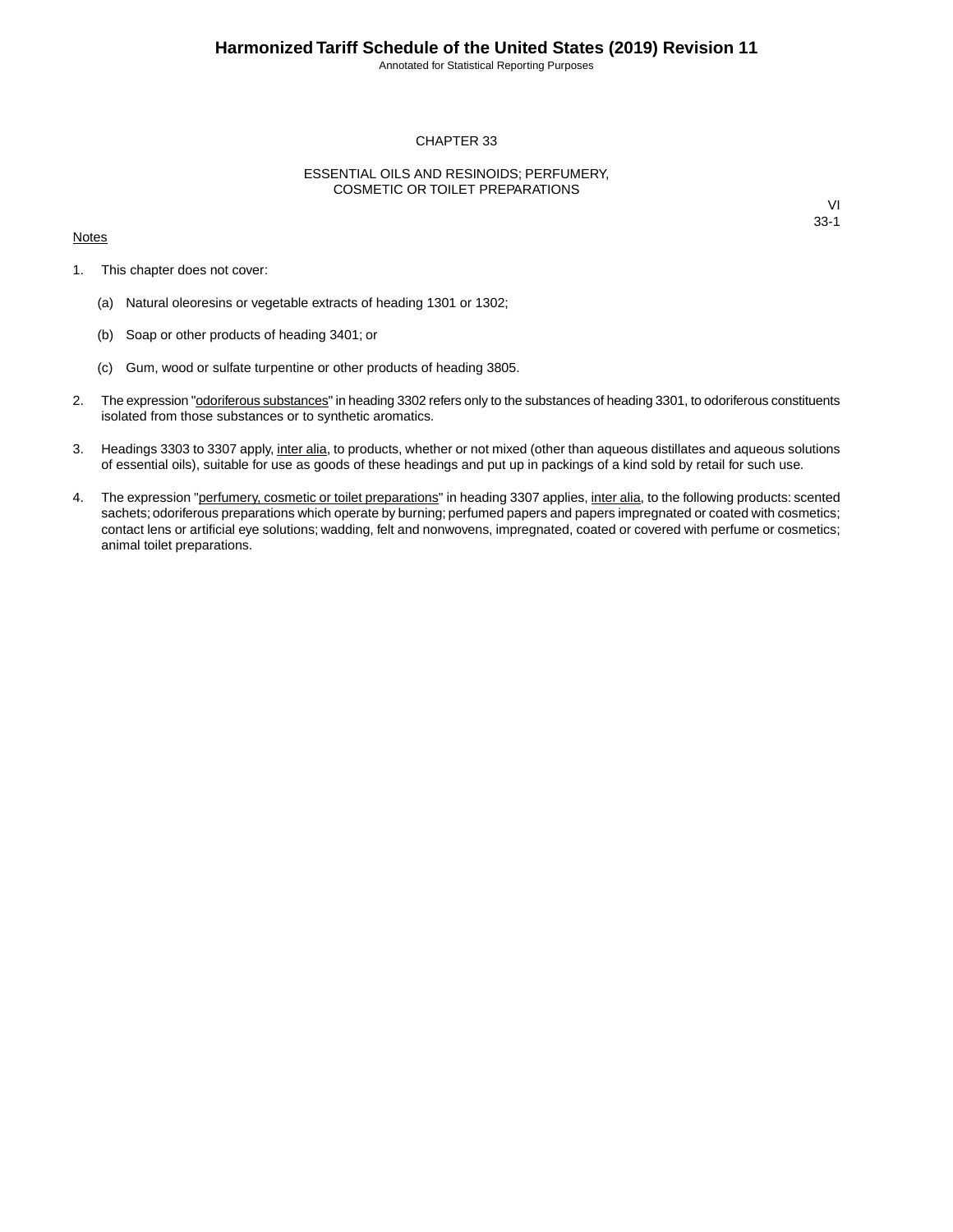# CHAPTER 33

## ESSENTIAL OILS AND RESINOIDS; PERFUMERY, COSMETIC OR TOILET PREPARATIONS

VI
33-1

Notes

1. This chapter does not cover:

   (a) Natural oleoresins or vegetable extracts of heading 1301 or 1302;

   (b) Soap or other products of heading 3401; or

   (c) Gum, wood or sulfate turpentine or other products of heading 3805.

2. The expression "odoriferous substances" in heading 3302 refers only to the substances of heading 3301, to odoriferous constituents isolated from those substances or to synthetic aromatics.

3. Headings 3303 to 3307 apply, inter alia, to products, whether or not mixed (other than aqueous distillates and aqueous solutions of essential oils), suitable for use as goods of these headings and put up in packings of a kind sold by retail for such use.

4. The expression "perfumery, cosmetic or toilet preparations" in heading 3307 applies, inter alia, to the following products: scented sachets; odoriferous preparations which operate by burning; perfumed papers and papers impregnated or coated with cosmetics; contact lens or artificial eye solutions; wadding, felt and nonwovens, impregnated, coated or covered with perfume or cosmetics; animal toilet preparations.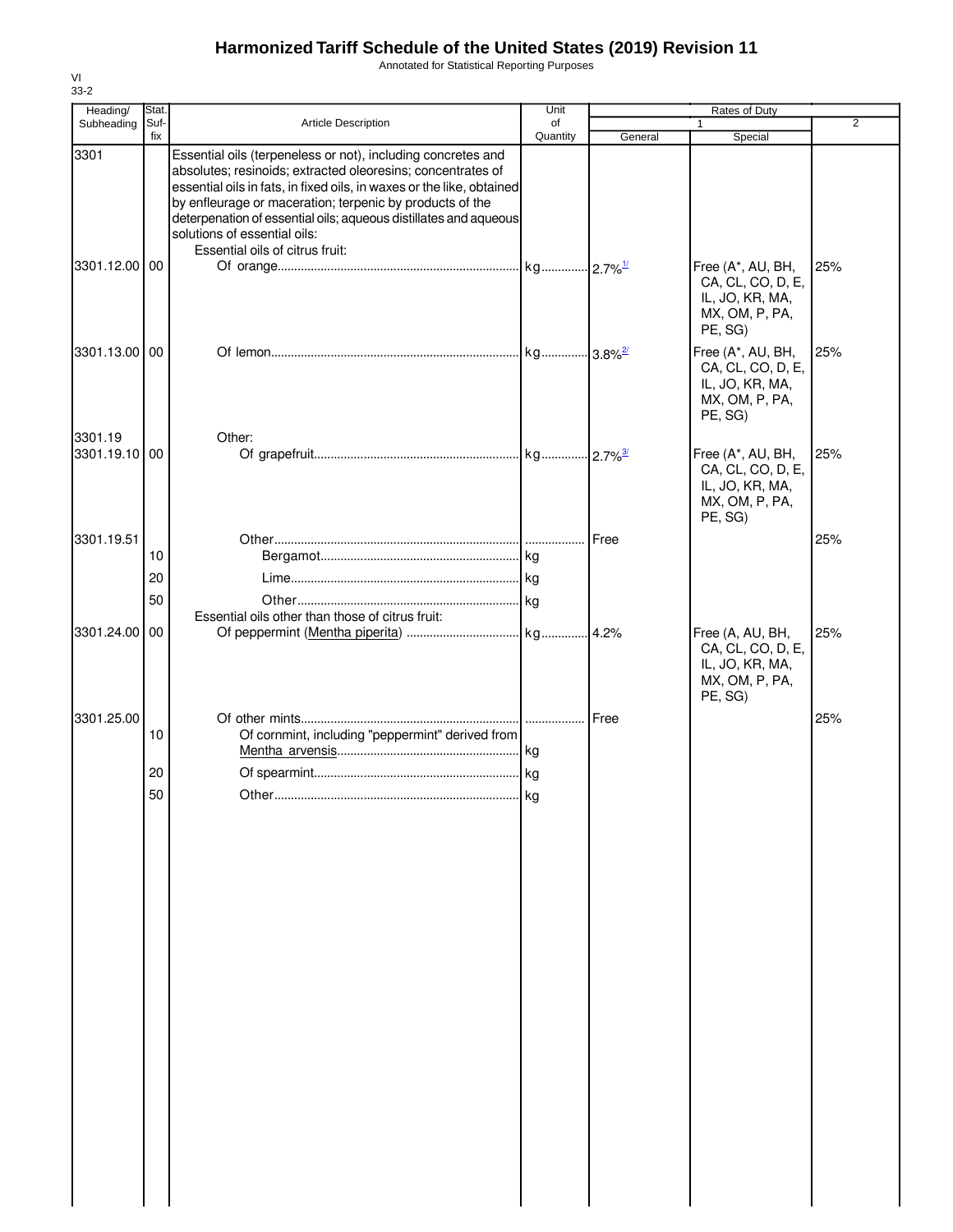# Harmonized Tariff Schedule of the United States (2019) Revision 11

Annotated for Statistical Reporting Purposes

VI
33-2

| Heading/ Subheading | Stat. Suf- fix | Article Description | Unit of Quantity | Rates of Duty 1 General | Special | 2 |
|---|---|---|---|---|---|---|
| 3301 | | Essential oils (terpeneless or not), including concretes and absolutes; resinoids; extracted oleoresins; concentrates of essential oils in fats, in fixed oils, in waxes or the like, obtained by enfleurage or maceration; terpenic by products of the deterpenation of essential oils; aqueous distillates and aqueous solutions of essential oils: | | | | |
| | | Essential oils of citrus fruit: | | | | |
| 3301.12.00 | 00 | Of orange | kg | 2.7%[1/] | Free (A*, AU, BH, CA, CL, CO, D, E, IL, JO, KR, MA, MX, OM, P, PA, PE, SG) | 25% |
| 3301.13.00 | 00 | Of lemon | kg | 3.8%[2/] | Free (A*, AU, BH, CA, CL, CO, D, E, IL, JO, KR, MA, MX, OM, P, PA, PE, SG) | 25% |
| 3301.19 | | Other: | | | | |
| 3301.19.10 | 00 | Of grapefruit | kg | 2.7%[3/] | Free (A*, AU, BH, CA, CL, CO, D, E, IL, JO, KR, MA, MX, OM, P, PA, PE, SG) | 25% |
| 3301.19.51 | | Other | | Free | | 25% |
| | 10 | Bergamot | kg | | | |
| | 20 | Lime | kg | | | |
| | 50 | Other | kg | | | |
| | | Essential oils other than those of citrus fruit: | | | | |
| 3301.24.00 | 00 | Of peppermint (Mentha piperita) | kg | 4.2% | Free (A, AU, BH, CA, CL, CO, D, E, IL, JO, KR, MA, MX, OM, P, PA, PE, SG) | 25% |
| 3301.25.00 | | Of other mints | | Free | | 25% |
| | 10 | Of cornmint, including "peppermint" derived from Mentha arvensis | kg | | | |
| | 20 | Of spearmint | kg | | | |
| | 50 | Other | kg | | | |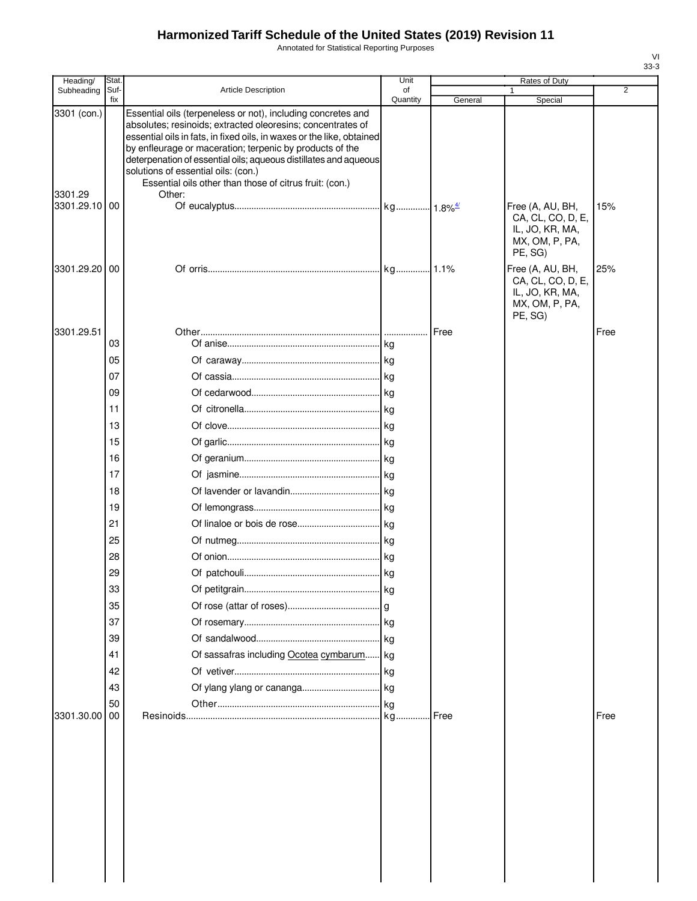# Harmonized Tariff Schedule of the United States (2019) Revision 11

Annotated for Statistical Reporting Purposes

| Heading/ Subheading | Stat. Suf- fix | Article Description | Unit of Quantity | Rates of Duty 1 General | Special | 2 |
|---|---|---|---|---|---|---|
| 3301 (con.) | | Essential oils (terpeneless or not), including concretes and absolutes; resinoids; extracted oleoresins; concentrates of essential oils in fats, in fixed oils, in waxes or the like, obtained by enfleurage or maceration; terpenic by products of the deterpenation of essential oils; aqueous distillates and aqueous solutions of essential oils: (con.) | | | | |
| | | Essential oils other than those of citrus fruit: (con.) | | | | |
| 3301.29 | | Other: | | | | |
| 3301.29.10 | 00 | Of eucalyptus | kg | 1.8%[4/] | Free (A, AU, BH, CA, CL, CO, D, E, IL, JO, KR, MA, MX, OM, P, PA, PE, SG) | 15% |
| 3301.29.20 | 00 | Of orris | kg | 1.1% | Free (A, AU, BH, CA, CL, CO, D, E, IL, JO, KR, MA, MX, OM, P, PA, PE, SG) | 25% |
| 3301.29.51 | | Other | | Free | | Free |
| | 03 | Of anise | kg | | | |
| | 05 | Of caraway | kg | | | |
| | 07 | Of cassia | kg | | | |
| | 09 | Of cedarwood | kg | | | |
| | 11 | Of citronella | kg | | | |
| | 13 | Of clove | kg | | | |
| | 15 | Of garlic | kg | | | |
| | 16 | Of geranium | kg | | | |
| | 17 | Of jasmine | kg | | | |
| | 18 | Of lavender or lavandin | kg | | | |
| | 19 | Of lemongrass | kg | | | |
| | 21 | Of linaloe or bois de rose | kg | | | |
| | 25 | Of nutmeg | kg | | | |
| | 28 | Of onion | kg | | | |
| | 29 | Of patchouli | kg | | | |
| | 33 | Of petitgrain | kg | | | |
| | 35 | Of rose (attar of roses) | g | | | |
| | 37 | Of rosemary | kg | | | |
| | 39 | Of sandalwood | kg | | | |
| | 41 | Of sassafras including Ocotea cymbarum | kg | | | |
| | 42 | Of vetiver | kg | | | |
| | 43 | Of ylang ylang or cananga | kg | | | |
| | 50 | Other | kg | | | |
| 3301.30.00 | 00 | Resinoids | kg | Free | | Free |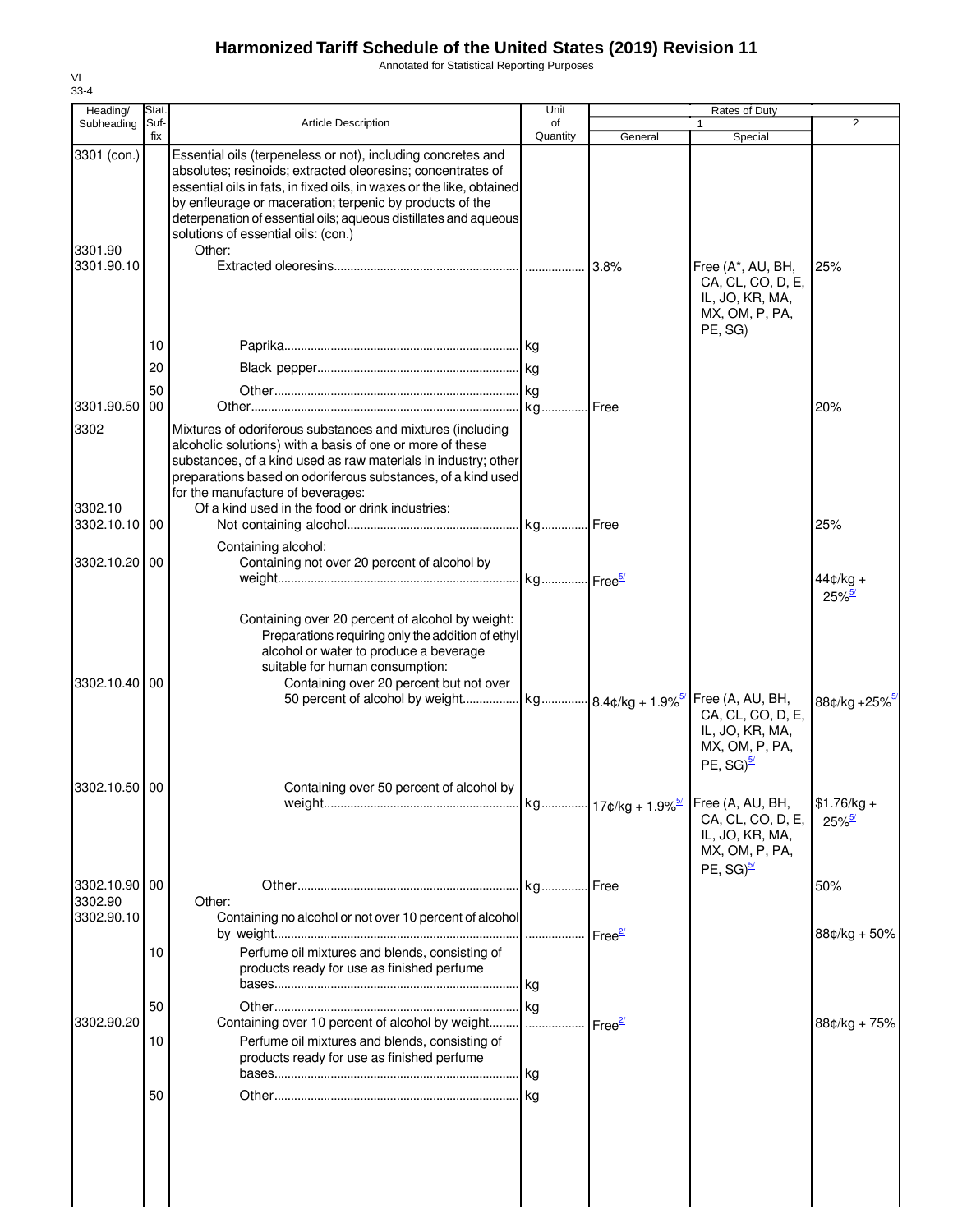# Harmonized Tariff Schedule of the United States (2019) Revision 11

Annotated for Statistical Reporting Purposes

VI
33-4

| Heading/ Subheading | Stat. Suf-fix | Article Description | Unit of Quantity | Rates of Duty 1 General | Special | 2 |
|---|---|---|---|---|---|---|
| 3301 (con.) | | Essential oils (terpeneless or not), including concretes and absolutes; resinoids; extracted oleoresins; concentrates of essential oils in fats, in fixed oils, in waxes or the like, obtained by enfleurage or maceration; terpenic by products of the deterpenation of essential oils; aqueous distillates and aqueous solutions of essential oils: (con.) | | | | |
| 3301.90 | | Other: | | | | |
| 3301.90.10 | | Extracted oleoresins | | 3.8% | Free (A*, AU, BH, CA, CL, CO, D, E, IL, JO, KR, MA, MX, OM, P, PA, PE, SG) | 25% |
| | 10 | Paprika | kg | | | |
| | 20 | Black pepper | kg | | | |
| | 50 | Other | kg | | | |
| 3301.90.50 | 00 | Other | kg | Free | | 20% |
| 3302 | | Mixtures of odoriferous substances and mixtures (including alcoholic solutions) with a basis of one or more of these substances, of a kind used as raw materials in industry; other preparations based on odoriferous substances, of a kind used for the manufacture of beverages: | | | | |
| 3302.10 | | Of a kind used in the food or drink industries: | | | | |
| 3302.10.10 | 00 | Not containing alcohol | kg | Free | | 25% |
| | | Containing alcohol: | | | | |
| 3302.10.20 | 00 | Containing not over 20 percent of alcohol by weight | kg | Free[5/] | | 44¢/kg + 25%[5/] |
| | | Containing over 20 percent of alcohol by weight: | | | | |
| | | Preparations requiring only the addition of ethyl alcohol or water to produce a beverage suitable for human consumption: | | | | |
| 3302.10.40 | 00 | Containing over 20 percent but not over 50 percent of alcohol by weight | kg | 8.4¢/kg + 1.9%[5/] | Free (A, AU, BH, CA, CL, CO, D, E, IL, JO, KR, MA, MX, OM, P, PA, PE, SG)[5/] | 88¢/kg +25%[5/] |
| 3302.10.50 | 00 | Containing over 50 percent of alcohol by weight | kg | 17¢/kg + 1.9%[5/] | Free (A, AU, BH, CA, CL, CO, D, E, IL, JO, KR, MA, MX, OM, P, PA, PE, SG)[5/] | $1.76/kg + 25%[5/] |
| 3302.10.90 | 00 | Other | kg | Free | | 50% |
| 3302.90 | | Other: | | | | |
| 3302.90.10 | | Containing no alcohol or not over 10 percent of alcohol by weight | | Free[2/] | | 88¢/kg + 50% |
| | 10 | Perfume oil mixtures and blends, consisting of products ready for use as finished perfume bases | kg | | | |
| | 50 | Other | kg | | | |
| 3302.90.20 | | Containing over 10 percent of alcohol by weight | | Free[2/] | | 88¢/kg + 75% |
| | 10 | Perfume oil mixtures and blends, consisting of products ready for use as finished perfume bases | kg | | | |
| | 50 | Other | kg | | | |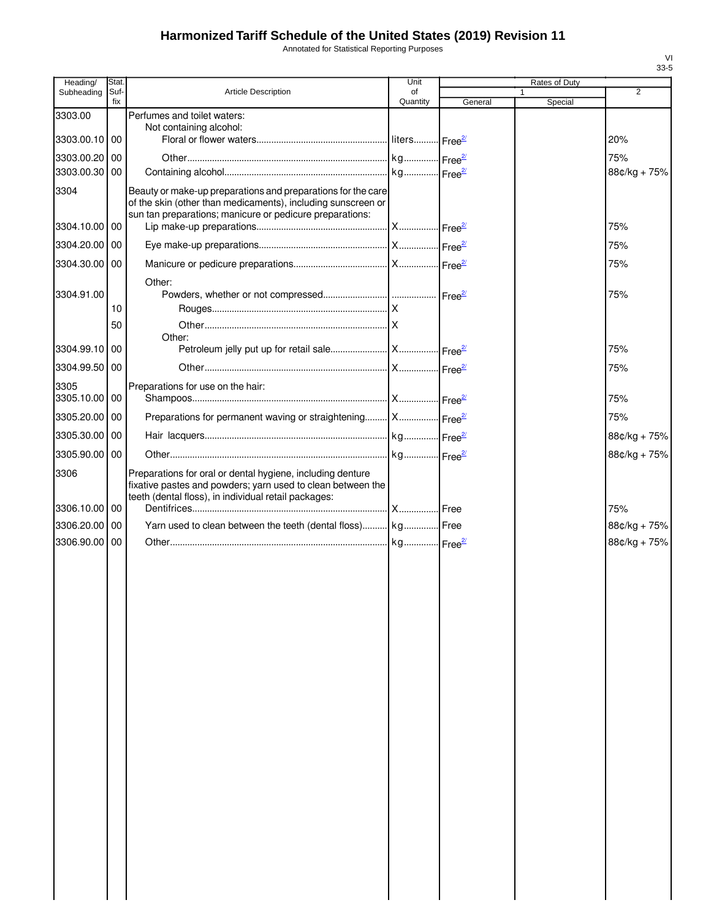# Harmonized Tariff Schedule of the United States (2019) Revision 11

Annotated for Statistical Reporting Purposes

VI
33-5

| Heading/ Subheading | Stat. Suf- fix | Article Description | Unit of Quantity | Rates of Duty 1 General | Special | 2 |
|---|---|---|---|---|---|---|
| 3303.00 | | Perfumes and toilet waters: | | | | |
| | | Not containing alcohol: | | | | |
| 3303.00.10 | 00 | Floral or flower waters | liters | Free[2/] | | 20% |
| 3303.00.20 | 00 | Other | kg | Free[2/] | | 75% |
| 3303.00.30 | 00 | Containing alcohol | kg | Free[2/] | | 88¢/kg + 75% |
| 3304 | | Beauty or make-up preparations and preparations for the care of the skin (other than medicaments), including sunscreen or sun tan preparations; manicure or pedicure preparations: | | | | |
| 3304.10.00 | 00 | Lip make-up preparations | X | Free[2/] | | 75% |
| 3304.20.00 | 00 | Eye make-up preparations | X | Free[2/] | | 75% |
| 3304.30.00 | 00 | Manicure or pedicure preparations | X | Free[2/] | | 75% |
| | | Other: | | | | |
| 3304.91.00 | | Powders, whether or not compressed | | Free[2/] | | 75% |
| | 10 | Rouges | X | | | |
| | 50 | Other | X | | | |
| | | Other: | | | | |
| 3304.99.10 | 00 | Petroleum jelly put up for retail sale | X | Free[2/] | | 75% |
| 3304.99.50 | 00 | Other | X | Free[2/] | | 75% |
| 3305 | | Preparations for use on the hair: | | | | |
| 3305.10.00 | 00 | Shampoos | X | Free[2/] | | 75% |
| 3305.20.00 | 00 | Preparations for permanent waving or straightening | X | Free[2/] | | 75% |
| 3305.30.00 | 00 | Hair lacquers | kg | Free[2/] | | 88¢/kg + 75% |
| 3305.90.00 | 00 | Other | kg | Free[2/] | | 88¢/kg + 75% |
| 3306 | | Preparations for oral or dental hygiene, including denture fixative pastes and powders; yarn used to clean between the teeth (dental floss), in individual retail packages: | | | | |
| 3306.10.00 | 00 | Dentifrices | X | Free | | 75% |
| 3306.20.00 | 00 | Yarn used to clean between the teeth (dental floss) | kg | Free | | 88¢/kg + 75% |
| 3306.90.00 | 00 | Other | kg | Free[2/] | | 88¢/kg + 75% |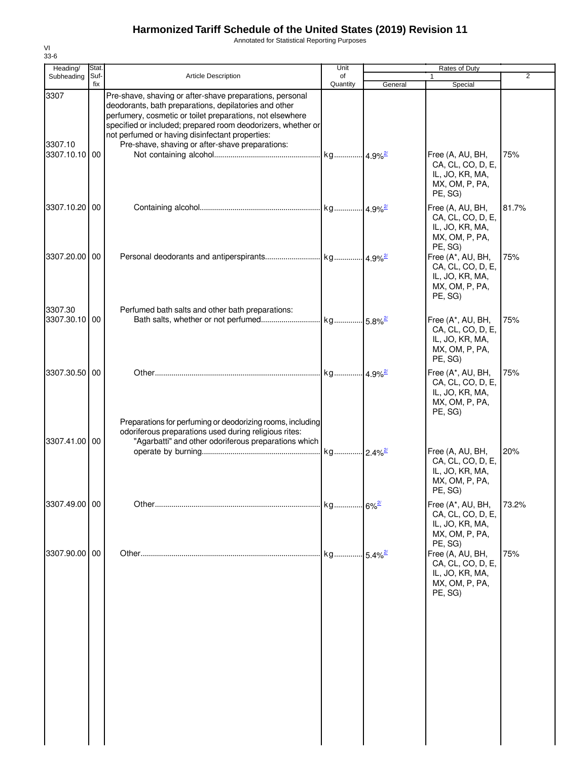# Harmonized Tariff Schedule of the United States (2019) Revision 11

Annotated for Statistical Reporting Purposes

VI
33-6

| Heading/ Subheading | Stat. Suf- fix | Article Description | Unit of Quantity | Rates of Duty 1 General | Rates of Duty 1 Special | Rates of Duty 2 |
|---|---|---|---|---|---|---|
| 3307 | | Pre-shave, shaving or after-shave preparations, personal deodorants, bath preparations, depilatories and other perfumery, cosmetic or toilet preparations, not elsewhere specified or included; prepared room deodorizers, whether or not perfumed or having disinfectant properties: | | | | |
| 3307.10 | | Pre-shave, shaving or after-shave preparations: | | | | |
| 3307.10.10 | 00 | Not containing alcohol | kg | 4.9%[2/] | Free (A, AU, BH, CA, CL, CO, D, E, IL, JO, KR, MA, MX, OM, P, PA, PE, SG) | 75% |
| 3307.10.20 | 00 | Containing alcohol | kg | 4.9%[2/] | Free (A, AU, BH, CA, CL, CO, D, E, IL, JO, KR, MA, MX, OM, P, PA, PE, SG) | 81.7% |
| 3307.20.00 | 00 | Personal deodorants and antiperspirants | kg | 4.9%[2/] | Free (A*, AU, BH, CA, CL, CO, D, E, IL, JO, KR, MA, MX, OM, P, PA, PE, SG) | 75% |
| 3307.30 | | Perfumed bath salts and other bath preparations: | | | | |
| 3307.30.10 | 00 | Bath salts, whether or not perfumed | kg | 5.8%[2/] | Free (A*, AU, BH, CA, CL, CO, D, E, IL, JO, KR, MA, MX, OM, P, PA, PE, SG) | 75% |
| 3307.30.50 | 00 | Other | kg | 4.9%[2/] | Free (A*, AU, BH, CA, CL, CO, D, E, IL, JO, KR, MA, MX, OM, P, PA, PE, SG) | 75% |
| | | Preparations for perfuming or deodorizing rooms, including odoriferous preparations used during religious rites: | | | | |
| 3307.41.00 | 00 | "Agarbatti" and other odoriferous preparations which operate by burning | kg | 2.4%[2/] | Free (A, AU, BH, CA, CL, CO, D, E, IL, JO, KR, MA, MX, OM, P, PA, PE, SG) | 20% |
| 3307.49.00 | 00 | Other | kg | 6%[2/] | Free (A*, AU, BH, CA, CL, CO, D, E, IL, JO, KR, MA, MX, OM, P, PA, PE, SG) | 73.2% |
| 3307.90.00 | 00 | Other | kg | 5.4%[2/] | Free (A, AU, BH, CA, CL, CO, D, E, IL, JO, KR, MA, MX, OM, P, PA, PE, SG) | 75% |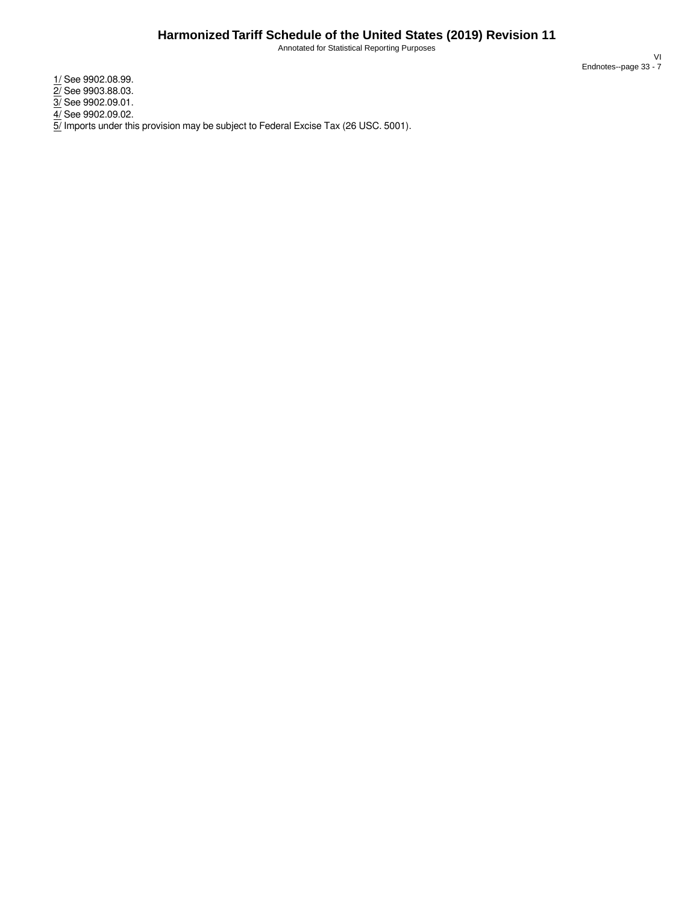1/ See 9902.08.99.
2/ See 9903.88.03.
3/ See 9902.09.01.
4/ See 9902.09.02.
5/ Imports under this provision may be subject to Federal Excise Tax (26 USC. 5001).